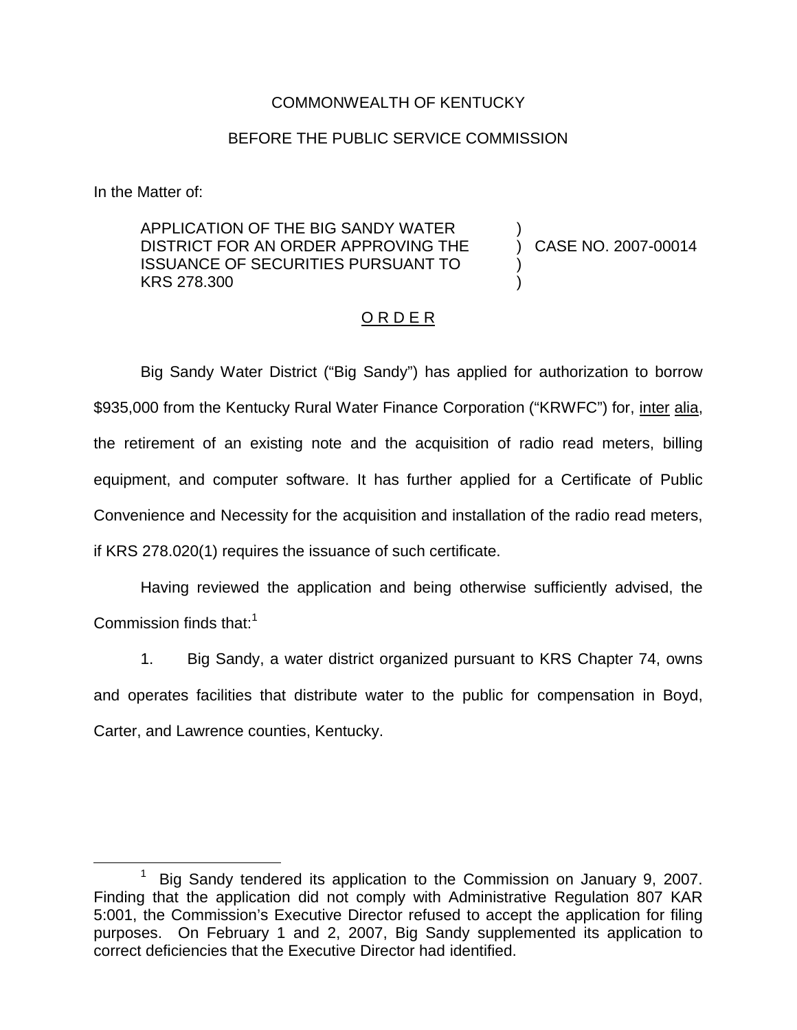COMMONWEALTH OF KENTUCKY

BEFORE THE PUBLIC SERVICE COMMISSION

In the Matter of:

| | | |
|---|---|---|
| APPLICATION OF THE BIG SANDY WATER DISTRICT FOR AN ORDER APPROVING THE ISSUANCE OF SECURITIES PURSUANT TO KRS 278.300 | ) ) ) ) | CASE NO. 2007-00014 |

<u>O R D E R</u>

Big Sandy Water District ("Big Sandy") has applied for authorization to borrow $935,000 from the Kentucky Rural Water Finance Corporation ("KRWFC") for, <u>inter</u> <u>alia</u>, the retirement of an existing note and the acquisition of radio read meters, billing equipment, and computer software. It has further applied for a Certificate of Public Convenience and Necessity for the acquisition and installation of the radio read meters, if KRS 278.020(1) requires the issuance of such certificate.

Having reviewed the application and being otherwise sufficiently advised, the Commission finds that:[1]

1. Big Sandy, a water district organized pursuant to KRS Chapter 74, owns and operates facilities that distribute water to the public for compensation in Boyd, Carter, and Lawrence counties, Kentucky.

---

[1] Big Sandy tendered its application to the Commission on January 9, 2007. Finding that the application did not comply with Administrative Regulation 807 KAR 5:001, the Commission's Executive Director refused to accept the application for filing purposes. On February 1 and 2, 2007, Big Sandy supplemented its application to correct deficiencies that the Executive Director had identified.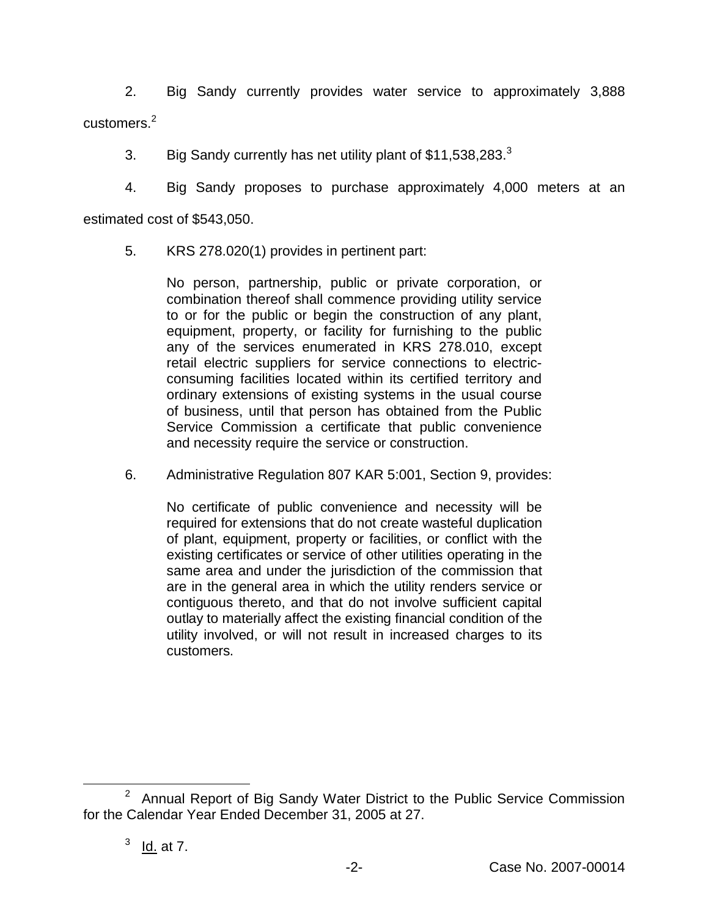2. Big Sandy currently provides water service to approximately 3,888 customers.[2]

3. Big Sandy currently has net utility plant of $11,538,283.[3]

4. Big Sandy proposes to purchase approximately 4,000 meters at an estimated cost of $543,050.

5. KRS 278.020(1) provides in pertinent part:

> No person, partnership, public or private corporation, or combination thereof shall commence providing utility service to or for the public or begin the construction of any plant, equipment, property, or facility for furnishing to the public any of the services enumerated in KRS 278.010, except retail electric suppliers for service connections to electric-consuming facilities located within its certified territory and ordinary extensions of existing systems in the usual course of business, until that person has obtained from the Public Service Commission a certificate that public convenience and necessity require the service or construction.

6. Administrative Regulation 807 KAR 5:001, Section 9, provides:

> No certificate of public convenience and necessity will be required for extensions that do not create wasteful duplication of plant, equipment, property or facilities, or conflict with the existing certificates or service of other utilities operating in the same area and under the jurisdiction of the commission that are in the general area in which the utility renders service or contiguous thereto, and that do not involve sufficient capital outlay to materially affect the existing financial condition of the utility involved, or will not result in increased charges to its customers.

---

[2] Annual Report of Big Sandy Water District to the Public Service Commission for the Calendar Year Ended December 31, 2005 at 27.

[3] Id. at 7.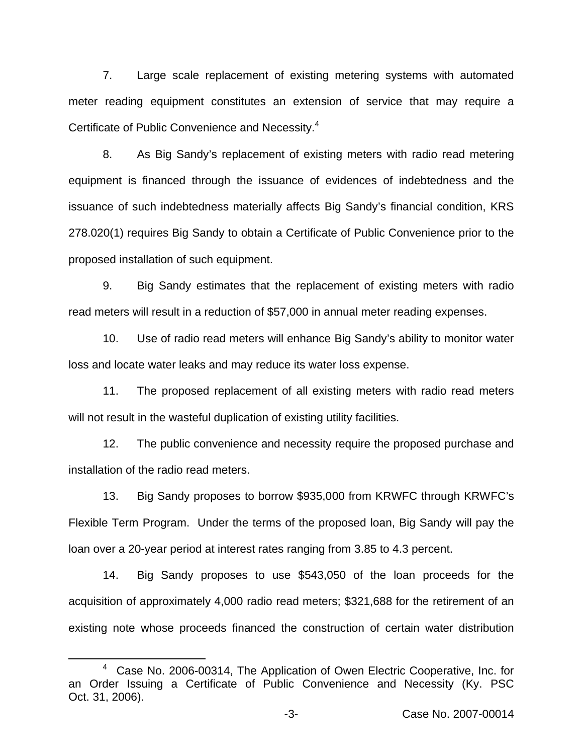7. Large scale replacement of existing metering systems with automated meter reading equipment constitutes an extension of service that may require a Certificate of Public Convenience and Necessity.[4]

8. As Big Sandy's replacement of existing meters with radio read metering equipment is financed through the issuance of evidences of indebtedness and the issuance of such indebtedness materially affects Big Sandy's financial condition, KRS 278.020(1) requires Big Sandy to obtain a Certificate of Public Convenience prior to the proposed installation of such equipment.

9. Big Sandy estimates that the replacement of existing meters with radio read meters will result in a reduction of $57,000 in annual meter reading expenses.

10. Use of radio read meters will enhance Big Sandy's ability to monitor water loss and locate water leaks and may reduce its water loss expense.

11. The proposed replacement of all existing meters with radio read meters will not result in the wasteful duplication of existing utility facilities.

12. The public convenience and necessity require the proposed purchase and installation of the radio read meters.

13. Big Sandy proposes to borrow $935,000 from KRWFC through KRWFC's Flexible Term Program. Under the terms of the proposed loan, Big Sandy will pay the loan over a 20-year period at interest rates ranging from 3.85 to 4.3 percent.

14. Big Sandy proposes to use $543,050 of the loan proceeds for the acquisition of approximately 4,000 radio read meters; $321,688 for the retirement of an existing note whose proceeds financed the construction of certain water distribution

---

[4] Case No. 2006-00314, The Application of Owen Electric Cooperative, Inc. for an Order Issuing a Certificate of Public Convenience and Necessity (Ky. PSC Oct. 31, 2006).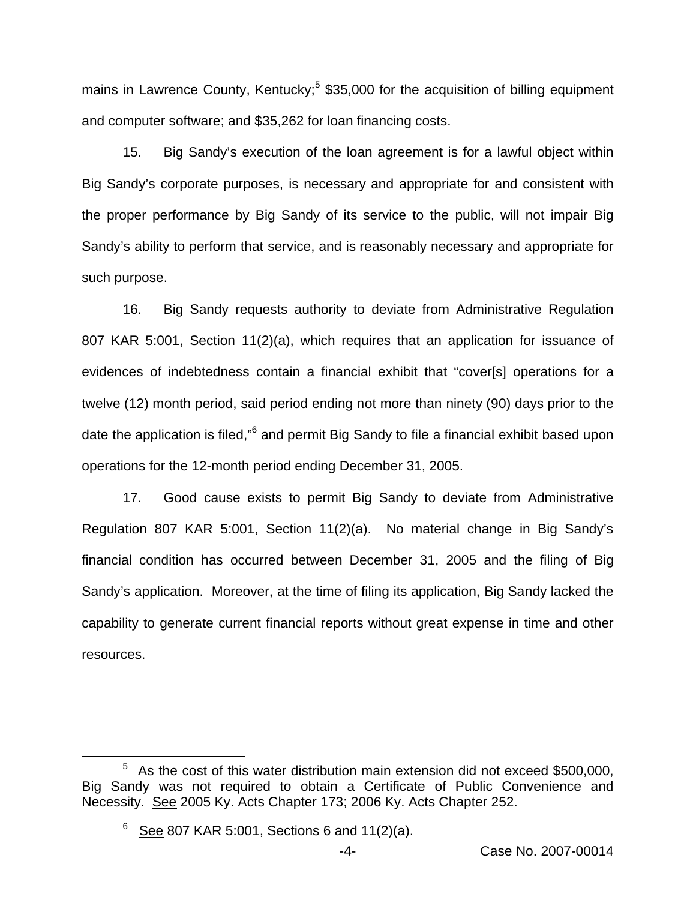mains in Lawrence County, Kentucky;[5] $35,000 for the acquisition of billing equipment and computer software; and $35,262 for loan financing costs.

15. Big Sandy's execution of the loan agreement is for a lawful object within Big Sandy's corporate purposes, is necessary and appropriate for and consistent with the proper performance by Big Sandy of its service to the public, will not impair Big Sandy's ability to perform that service, and is reasonably necessary and appropriate for such purpose.

16. Big Sandy requests authority to deviate from Administrative Regulation 807 KAR 5:001, Section 11(2)(a), which requires that an application for issuance of evidences of indebtedness contain a financial exhibit that "cover[s] operations for a twelve (12) month period, said period ending not more than ninety (90) days prior to the date the application is filed,"[6] and permit Big Sandy to file a financial exhibit based upon operations for the 12-month period ending December 31, 2005.

17. Good cause exists to permit Big Sandy to deviate from Administrative Regulation 807 KAR 5:001, Section 11(2)(a). No material change in Big Sandy's financial condition has occurred between December 31, 2005 and the filing of Big Sandy's application. Moreover, at the time of filing its application, Big Sandy lacked the capability to generate current financial reports without great expense in time and other resources.

---

[5] As the cost of this water distribution main extension did not exceed $500,000, Big Sandy was not required to obtain a Certificate of Public Convenience and Necessity. See 2005 Ky. Acts Chapter 173; 2006 Ky. Acts Chapter 252.

[6] See 807 KAR 5:001, Sections 6 and 11(2)(a).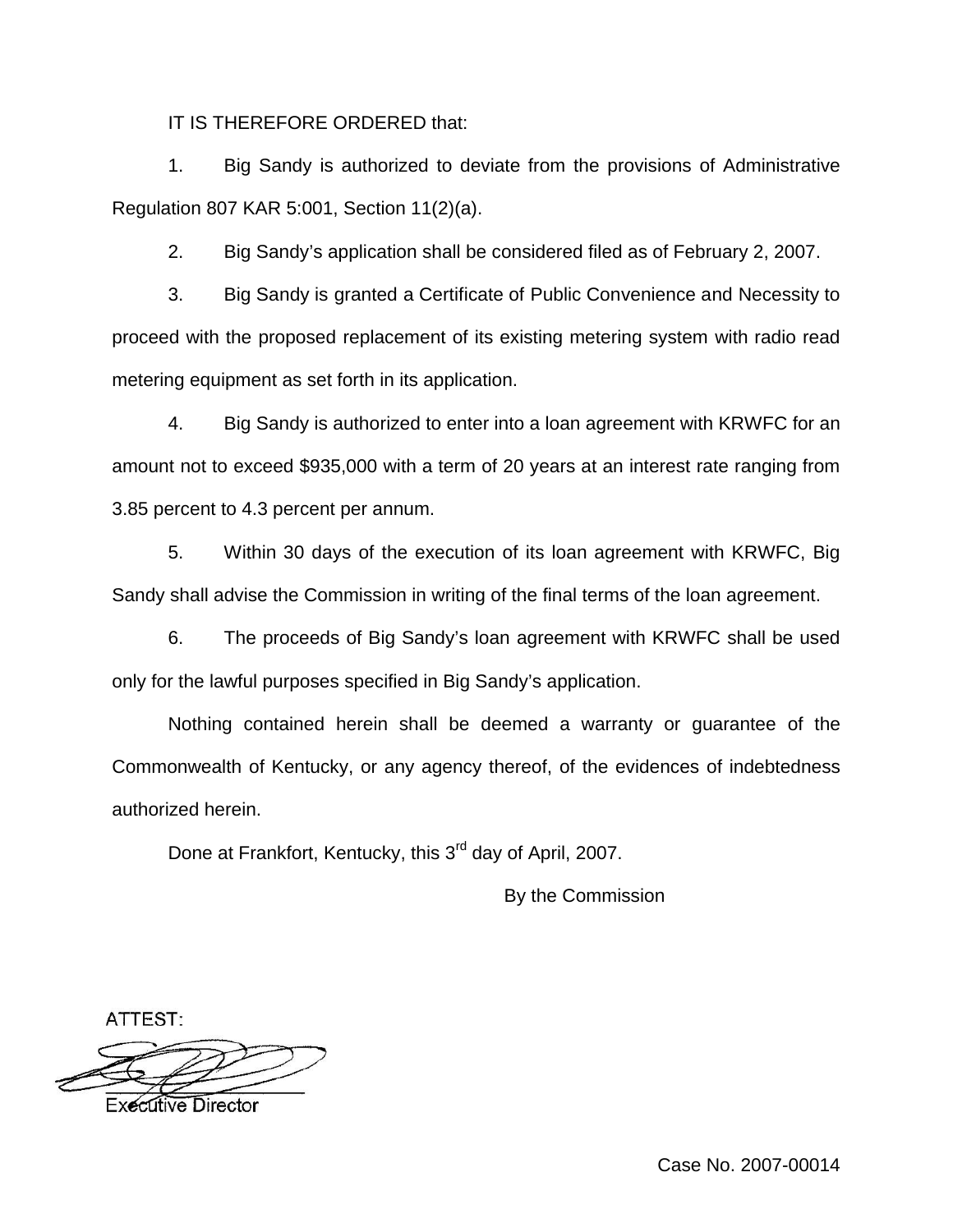IT IS THEREFORE ORDERED that:

1. Big Sandy is authorized to deviate from the provisions of Administrative Regulation 807 KAR 5:001, Section 11(2)(a).

2. Big Sandy's application shall be considered filed as of February 2, 2007.

3. Big Sandy is granted a Certificate of Public Convenience and Necessity to proceed with the proposed replacement of its existing metering system with radio read metering equipment as set forth in its application.

4. Big Sandy is authorized to enter into a loan agreement with KRWFC for an amount not to exceed $935,000 with a term of 20 years at an interest rate ranging from 3.85 percent to 4.3 percent per annum.

5. Within 30 days of the execution of its loan agreement with KRWFC, Big Sandy shall advise the Commission in writing of the final terms of the loan agreement.

6. The proceeds of Big Sandy's loan agreement with KRWFC shall be used only for the lawful purposes specified in Big Sandy's application.

Nothing contained herein shall be deemed a warranty or guarantee of the Commonwealth of Kentucky, or any agency thereof, of the evidences of indebtedness authorized herein.

Done at Frankfort, Kentucky, this 3rd day of April, 2007.

By the Commission

ATTEST:

Executive Director

Case No. 2007-00014